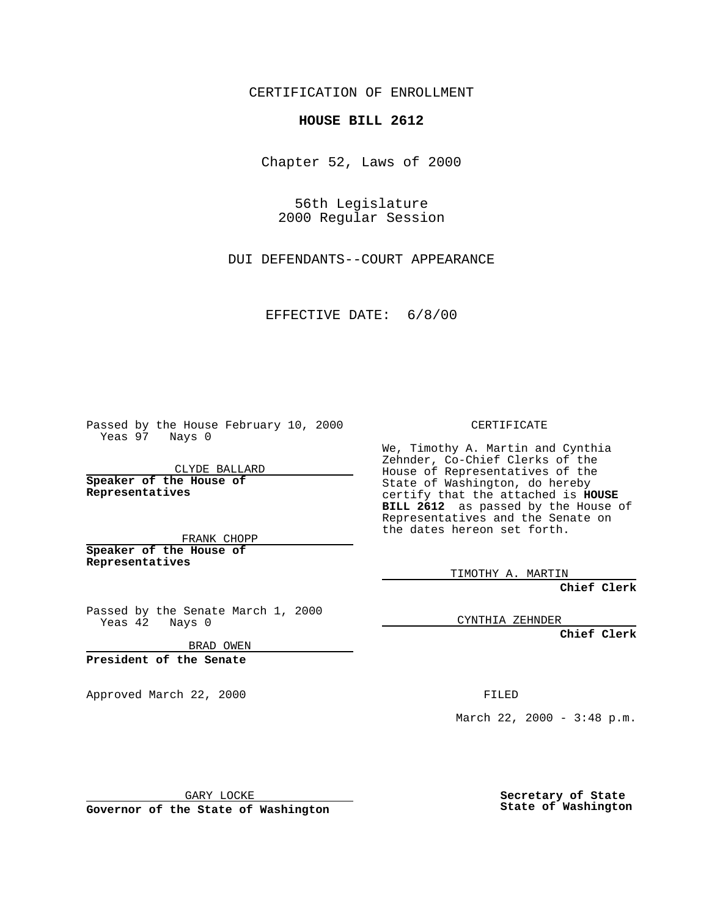CERTIFICATION OF ENROLLMENT

**HOUSE BILL 2612**

Chapter 52, Laws of 2000

56th Legislature
2000 Regular Session

DUI DEFENDANTS--COURT APPEARANCE

EFFECTIVE DATE: 6/8/00

Passed by the House February 10, 2000
Yeas 97 Nays 0

CLYDE BALLARD

**Speaker of the House of Representatives**

FRANK CHOPP

**Speaker of the House of Representatives**

Passed by the Senate March 1, 2000
Yeas 42 Nays 0

BRAD OWEN

**President of the Senate**

Approved March 22, 2000

GARY LOCKE

**Governor of the State of Washington**

CERTIFICATE

We, Timothy A. Martin and Cynthia Zehnder, Co-Chief Clerks of the House of Representatives of the State of Washington, do hereby certify that the attached is **HOUSE BILL 2612** as passed by the House of Representatives and the Senate on the dates hereon set forth.

TIMOTHY A. MARTIN

**Chief Clerk**

CYNTHIA ZEHNDER

**Chief Clerk**

FILED

March 22, 2000 - 3:48 p.m.

**Secretary of State**
**State of Washington**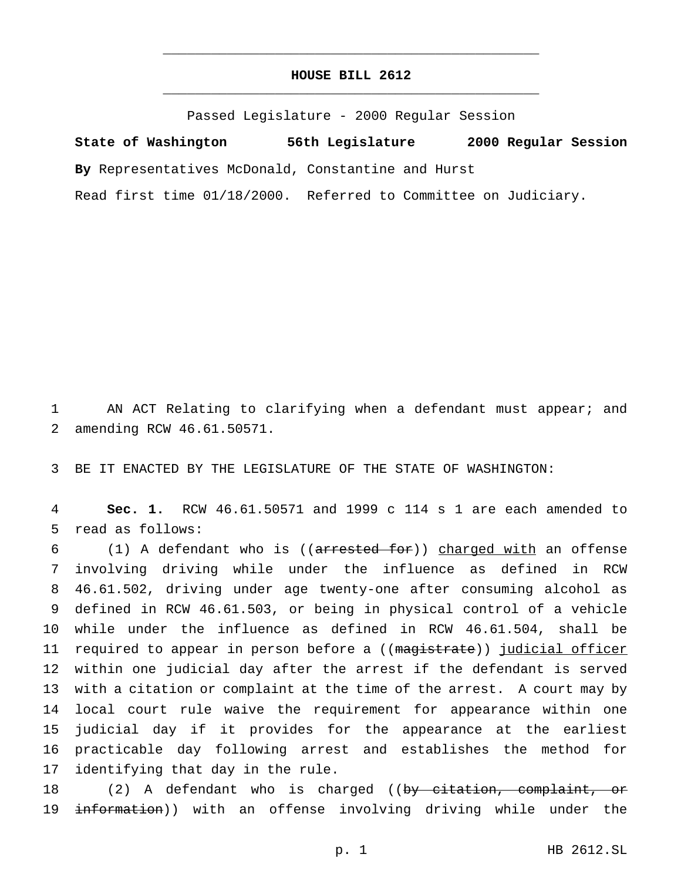# HOUSE BILL 2612

Passed Legislature - 2000 Regular Session

**State of Washington 56th Legislature 2000 Regular Session**

**By** Representatives McDonald, Constantine and Hurst

Read first time 01/18/2000. Referred to Committee on Judiciary.

1 AN ACT Relating to clarifying when a defendant must appear; and
2 amending RCW 46.61.50571.

3 BE IT ENACTED BY THE LEGISLATURE OF THE STATE OF WASHINGTON:

4 **Sec. 1.** RCW 46.61.50571 and 1999 c 114 s 1 are each amended to
5 read as follows:

6 (1) A defendant who is ((~~arrested for~~)) <u>charged with</u> an offense
7 involving driving while under the influence as defined in RCW
8 46.61.502, driving under age twenty-one after consuming alcohol as
9 defined in RCW 46.61.503, or being in physical control of a vehicle
10 while under the influence as defined in RCW 46.61.504, shall be
11 required to appear in person before a ((~~magistrate~~)) <u>judicial officer</u>
12 within one judicial day after the arrest if the defendant is served
13 with a citation or complaint at the time of the arrest. A court may by
14 local court rule waive the requirement for appearance within one
15 judicial day if it provides for the appearance at the earliest
16 practicable day following arrest and establishes the method for
17 identifying that day in the rule.

18 (2) A defendant who is charged ((~~by citation, complaint, or~~
19 ~~information~~)) with an offense involving driving while under the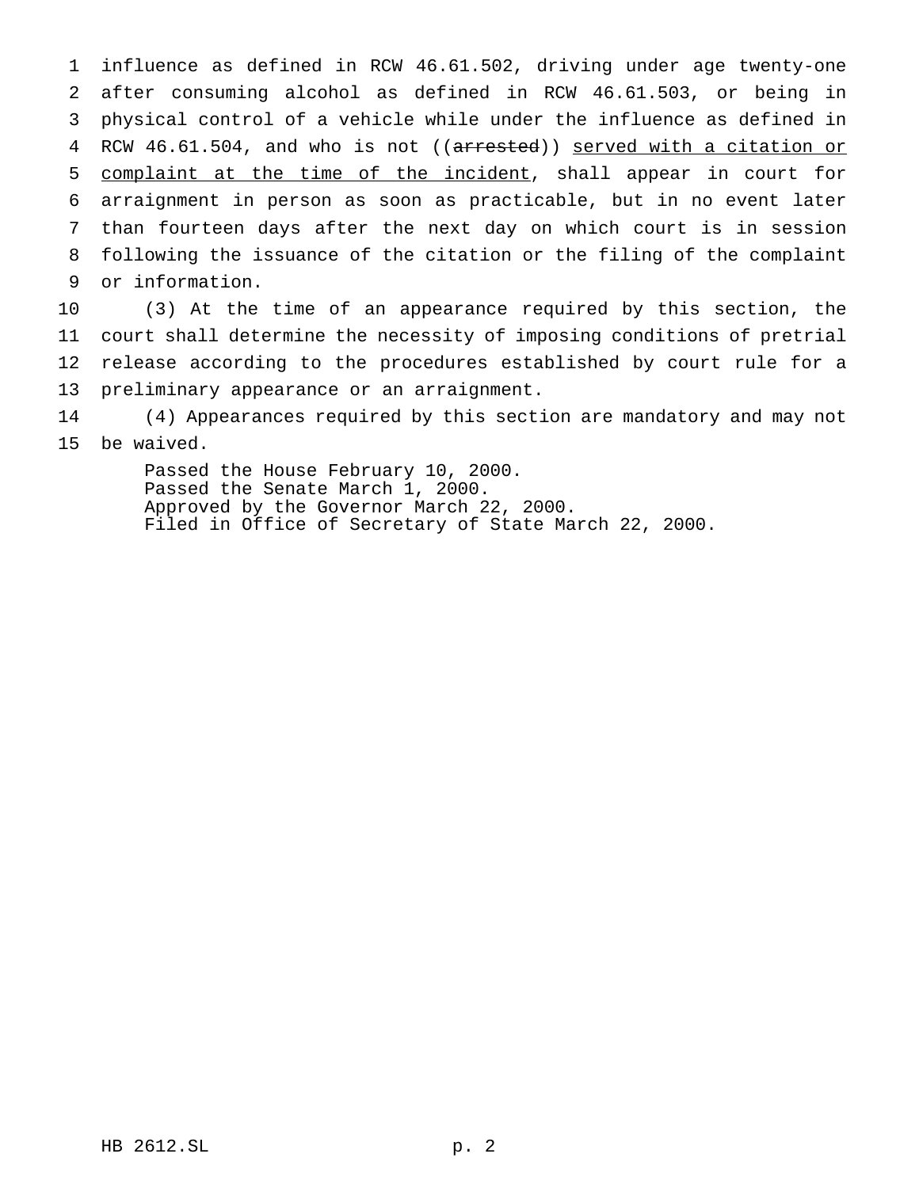influence as defined in RCW 46.61.502, driving under age twenty-one after consuming alcohol as defined in RCW 46.61.503, or being in physical control of a vehicle while under the influence as defined in RCW 46.61.504, and who is not ((~~arrested~~)) <u>served with a citation or complaint at the time of the incident</u>, shall appear in court for arraignment in person as soon as practicable, but in no event later than fourteen days after the next day on which court is in session following the issuance of the citation or the filing of the complaint or information.

(3) At the time of an appearance required by this section, the court shall determine the necessity of imposing conditions of pretrial release according to the procedures established by court rule for a preliminary appearance or an arraignment.

(4) Appearances required by this section are mandatory and may not be waived.

Passed the House February 10, 2000.
Passed the Senate March 1, 2000.
Approved by the Governor March 22, 2000.
Filed in Office of Secretary of State March 22, 2000.